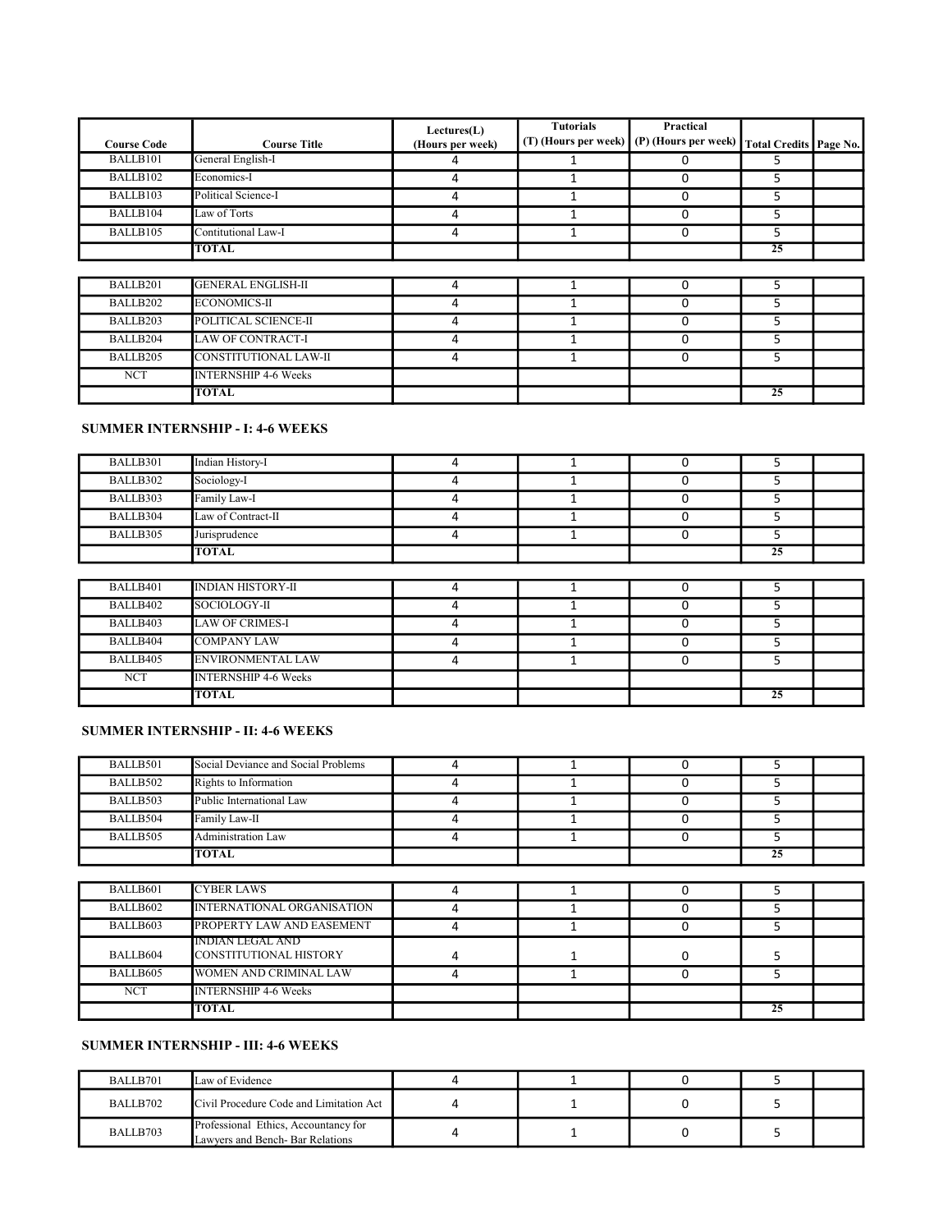| Course Code | Course Title | Lectures(L) (Hours per week) | Tutorials (T) (Hours per week) | Practical (P) (Hours per week) | Total Credits | Page No. |
|---|---|---|---|---|---|---|
| BALLB101 | General English-I | 4 | 1 | 0 | 5 | |
| BALLB102 | Economics-I | 4 | 1 | 0 | 5 | |
| BALLB103 | Political Science-I | 4 | 1 | 0 | 5 | |
| BALLB104 | Law of Torts | 4 | 1 | 0 | 5 | |
| BALLB105 | Contitutional Law-I | 4 | 1 | 0 | 5 | |
| | **TOTAL** | | | | 25 | |

| | | | | | | |
|---|---|---|---|---|---|---|
| BALLB201 | GENERAL ENGLISH-II | 4 | 1 | 0 | 5 | |
| BALLB202 | ECONOMICS-II | 4 | 1 | 0 | 5 | |
| BALLB203 | POLITICAL SCIENCE-II | 4 | 1 | 0 | 5 | |
| BALLB204 | LAW OF CONTRACT-I | 4 | 1 | 0 | 5 | |
| BALLB205 | CONSTITUTIONAL LAW-II | 4 | 1 | 0 | 5 | |
| NCT | INTERNSHIP 4-6 Weeks | | | | | |
| | **TOTAL** | | | | 25 | |

**SUMMER INTERNSHIP - I: 4-6 WEEKS**

| | | | | | | |
|---|---|---|---|---|---|---|
| BALLB301 | Indian History-I | 4 | 1 | 0 | 5 | |
| BALLB302 | Sociology-I | 4 | 1 | 0 | 5 | |
| BALLB303 | Family Law-I | 4 | 1 | 0 | 5 | |
| BALLB304 | Law of Contract-II | 4 | 1 | 0 | 5 | |
| BALLB305 | Jurisprudence | 4 | 1 | 0 | 5 | |
| | **TOTAL** | | | | 25 | |

| | | | | | | |
|---|---|---|---|---|---|---|
| BALLB401 | INDIAN HISTORY-II | 4 | 1 | 0 | 5 | |
| BALLB402 | SOCIOLOGY-II | 4 | 1 | 0 | 5 | |
| BALLB403 | LAW OF CRIMES-I | 4 | 1 | 0 | 5 | |
| BALLB404 | COMPANY LAW | 4 | 1 | 0 | 5 | |
| BALLB405 | ENVIRONMENTAL LAW | 4 | 1 | 0 | 5 | |
| NCT | INTERNSHIP 4-6 Weeks | | | | | |
| | **TOTAL** | | | | 25 | |

**SUMMER INTERNSHIP - II: 4-6 WEEKS**

| | | | | | | |
|---|---|---|---|---|---|---|
| BALLB501 | Social Deviance and Social Problems | 4 | 1 | 0 | 5 | |
| BALLB502 | Rights to Information | 4 | 1 | 0 | 5 | |
| BALLB503 | Public International Law | 4 | 1 | 0 | 5 | |
| BALLB504 | Family Law-II | 4 | 1 | 0 | 5 | |
| BALLB505 | Administration Law | 4 | 1 | 0 | 5 | |
| | **TOTAL** | | | | 25 | |

| | | | | | | |
|---|---|---|---|---|---|---|
| BALLB601 | CYBER LAWS | 4 | 1 | 0 | 5 | |
| BALLB602 | INTERNATIONAL ORGANISATION | 4 | 1 | 0 | 5 | |
| BALLB603 | PROPERTY LAW AND EASEMENT | 4 | 1 | 0 | 5 | |
| BALLB604 | INDIAN LEGAL AND CONSTITUTIONAL HISTORY | 4 | 1 | 0 | 5 | |
| BALLB605 | WOMEN AND CRIMINAL LAW | 4 | 1 | 0 | 5 | |
| NCT | INTERNSHIP 4-6 Weeks | | | | | |
| | **TOTAL** | | | | 25 | |

**SUMMER INTERNSHIP - III: 4-6 WEEKS**

| | | | | | | |
|---|---|---|---|---|---|---|
| BALLB701 | Law of Evidence | 4 | 1 | 0 | 5 | |
| BALLB702 | Civil Procedure Code and Limitation Act | 4 | 1 | 0 | 5 | |
| BALLB703 | Professional Ethics, Accountancy for Lawyers and Bench- Bar Relations | 4 | 1 | 0 | 5 | |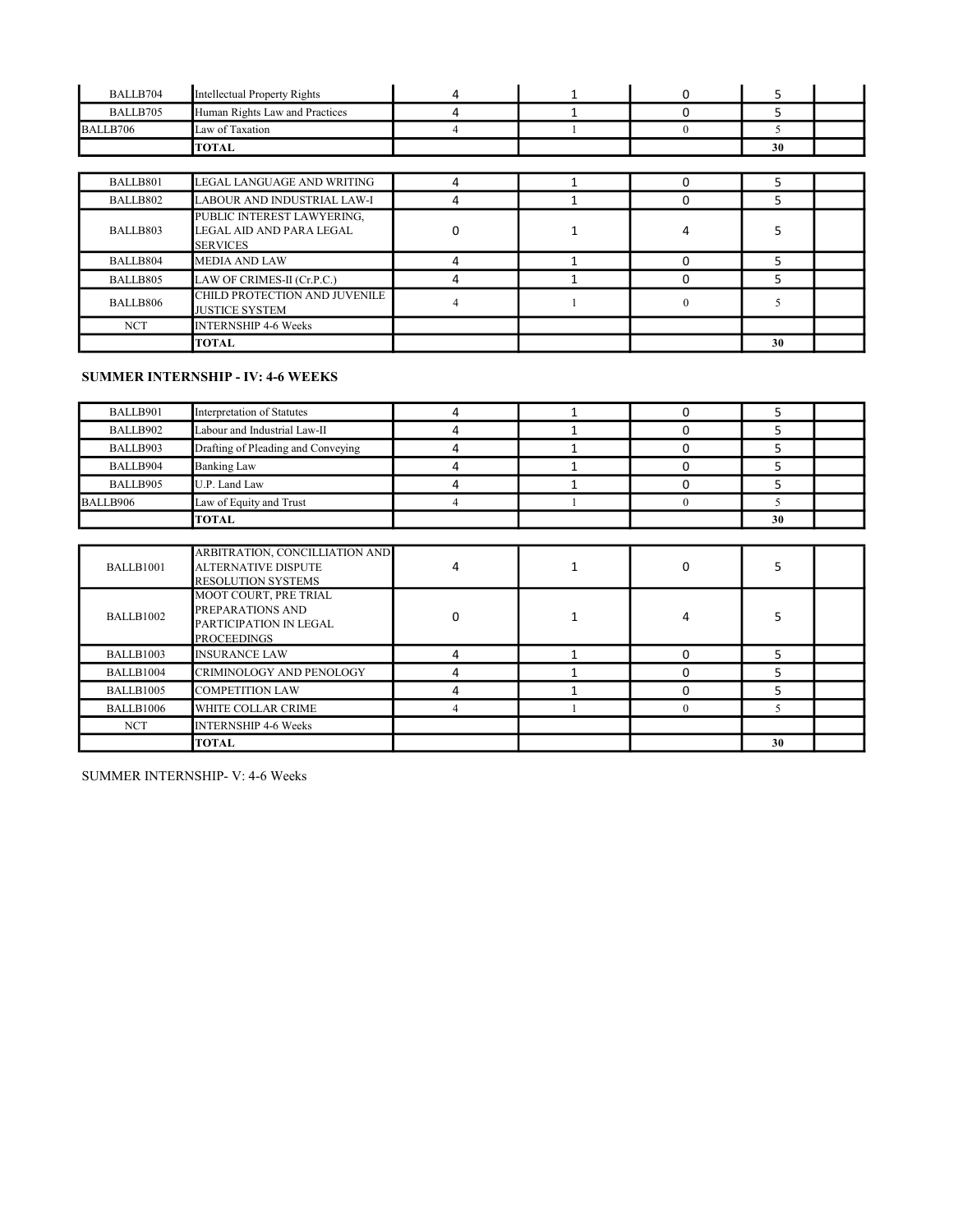| | | | | | | |
|---|---|---|---|---|---|---|
| BALLB704 | Intellectual Property Rights | 4 | 1 | 0 | 5 | |
| BALLB705 | Human Rights Law and Practices | 4 | 1 | 0 | 5 | |
| BALLB706 | Law of Taxation | 4 | 1 | 0 | 5 | |
| | **TOTAL** | | | | **30** | |

| | | | | | | |
|---|---|---|---|---|---|---|
| BALLB801 | LEGAL LANGUAGE AND WRITING | 4 | 1 | 0 | 5 | |
| BALLB802 | LABOUR AND INDUSTRIAL LAW-I | 4 | 1 | 0 | 5 | |
| BALLB803 | PUBLIC INTEREST LAWYERING, LEGAL AID AND PARA LEGAL SERVICES | 0 | 1 | 4 | 5 | |
| BALLB804 | MEDIA AND LAW | 4 | 1 | 0 | 5 | |
| BALLB805 | LAW OF CRIMES-II (Cr.P.C.) | 4 | 1 | 0 | 5 | |
| BALLB806 | CHILD PROTECTION AND JUVENILE JUSTICE SYSTEM | 4 | 1 | 0 | 5 | |
| NCT | INTERNSHIP 4-6 Weeks | | | | | |
| | **TOTAL** | | | | **30** | |

**SUMMER INTERNSHIP - IV: 4-6 WEEKS**

| | | | | | | |
|---|---|---|---|---|---|---|
| BALLB901 | Interpretation of Statutes | 4 | 1 | 0 | 5 | |
| BALLB902 | Labour and Industrial Law-II | 4 | 1 | 0 | 5 | |
| BALLB903 | Drafting of Pleading and Conveying | 4 | 1 | 0 | 5 | |
| BALLB904 | Banking Law | 4 | 1 | 0 | 5 | |
| BALLB905 | U.P. Land Law | 4 | 1 | 0 | 5 | |
| BALLB906 | Law of Equity and Trust | 4 | 1 | 0 | 5 | |
| | **TOTAL** | | | | **30** | |

| | | | | | | |
|---|---|---|---|---|---|---|
| BALLB1001 | ARBITRATION, CONCILLIATION AND ALTERNATIVE DISPUTE RESOLUTION SYSTEMS | 4 | 1 | 0 | 5 | |
| BALLB1002 | MOOT COURT, PRE TRIAL PREPARATIONS AND PARTICIPATION IN LEGAL PROCEEDINGS | 0 | 1 | 4 | 5 | |
| BALLB1003 | INSURANCE LAW | 4 | 1 | 0 | 5 | |
| BALLB1004 | CRIMINOLOGY AND PENOLOGY | 4 | 1 | 0 | 5 | |
| BALLB1005 | COMPETITION LAW | 4 | 1 | 0 | 5 | |
| BALLB1006 | WHITE COLLAR CRIME | 4 | 1 | 0 | 5 | |
| NCT | INTERNSHIP 4-6 Weeks | | | | | |
| | **TOTAL** | | | | **30** | |

SUMMER INTERNSHIP- V: 4-6 Weeks